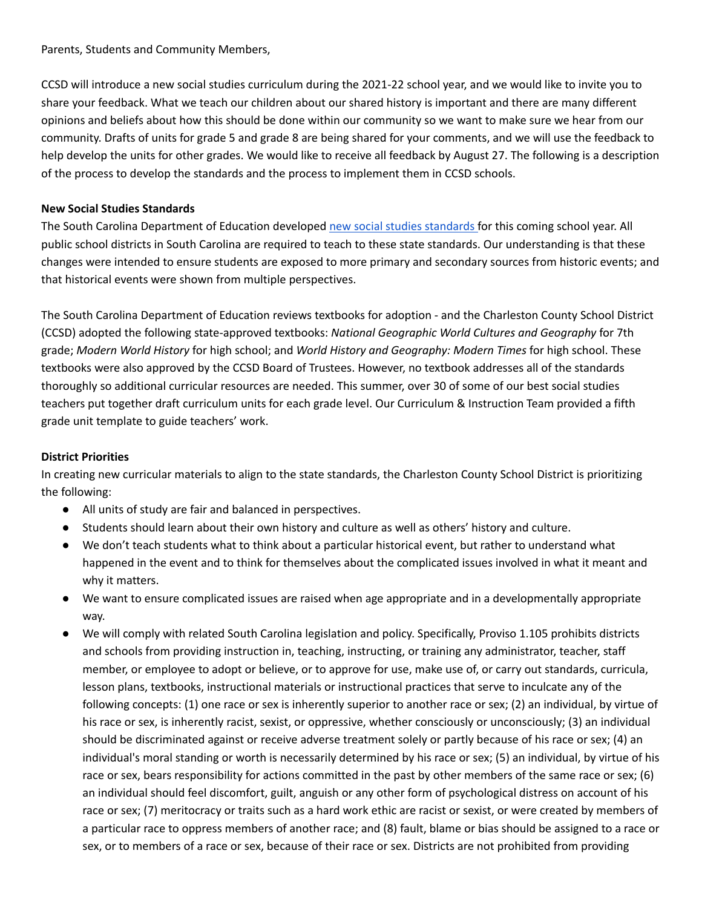Parents, Students and Community Members,

CCSD will introduce a new social studies curriculum during the 2021-22 school year, and we would like to invite you to share your feedback. What we teach our children about our shared history is important and there are many different opinions and beliefs about how this should be done within our community so we want to make sure we hear from our community. Drafts of units for grade 5 and grade 8 are being shared for your comments, and we will use the feedback to help develop the units for other grades. We would like to receive all feedback by August 27. The following is a description of the process to develop the standards and the process to implement them in CCSD schools.

**New Social Studies Standards**

The South Carolina Department of Education developed new social studies standards for this coming school year. All public school districts in South Carolina are required to teach to these state standards. Our understanding is that these changes were intended to ensure students are exposed to more primary and secondary sources from historic events; and that historical events were shown from multiple perspectives.

The South Carolina Department of Education reviews textbooks for adoption - and the Charleston County School District (CCSD) adopted the following state-approved textbooks: *National Geographic World Cultures and Geography* for 7th grade; *Modern World History* for high school; and *World History and Geography: Modern Times* for high school. These textbooks were also approved by the CCSD Board of Trustees. However, no textbook addresses all of the standards thoroughly so additional curricular resources are needed. This summer, over 30 of some of our best social studies teachers put together draft curriculum units for each grade level. Our Curriculum & Instruction Team provided a fifth grade unit template to guide teachers' work.

**District Priorities**

In creating new curricular materials to align to the state standards, the Charleston County School District is prioritizing the following:

- All units of study are fair and balanced in perspectives.
- Students should learn about their own history and culture as well as others' history and culture.
- We don't teach students what to think about a particular historical event, but rather to understand what happened in the event and to think for themselves about the complicated issues involved in what it meant and why it matters.
- We want to ensure complicated issues are raised when age appropriate and in a developmentally appropriate way.
- We will comply with related South Carolina legislation and policy. Specifically, Proviso 1.105 prohibits districts and schools from providing instruction in, teaching, instructing, or training any administrator, teacher, staff member, or employee to adopt or believe, or to approve for use, make use of, or carry out standards, curricula, lesson plans, textbooks, instructional materials or instructional practices that serve to inculcate any of the following concepts: (1) one race or sex is inherently superior to another race or sex; (2) an individual, by virtue of his race or sex, is inherently racist, sexist, or oppressive, whether consciously or unconsciously; (3) an individual should be discriminated against or receive adverse treatment solely or partly because of his race or sex; (4) an individual's moral standing or worth is necessarily determined by his race or sex; (5) an individual, by virtue of his race or sex, bears responsibility for actions committed in the past by other members of the same race or sex; (6) an individual should feel discomfort, guilt, anguish or any other form of psychological distress on account of his race or sex; (7) meritocracy or traits such as a hard work ethic are racist or sexist, or were created by members of a particular race to oppress members of another race; and (8) fault, blame or bias should be assigned to a race or sex, or to members of a race or sex, because of their race or sex. Districts are not prohibited from providing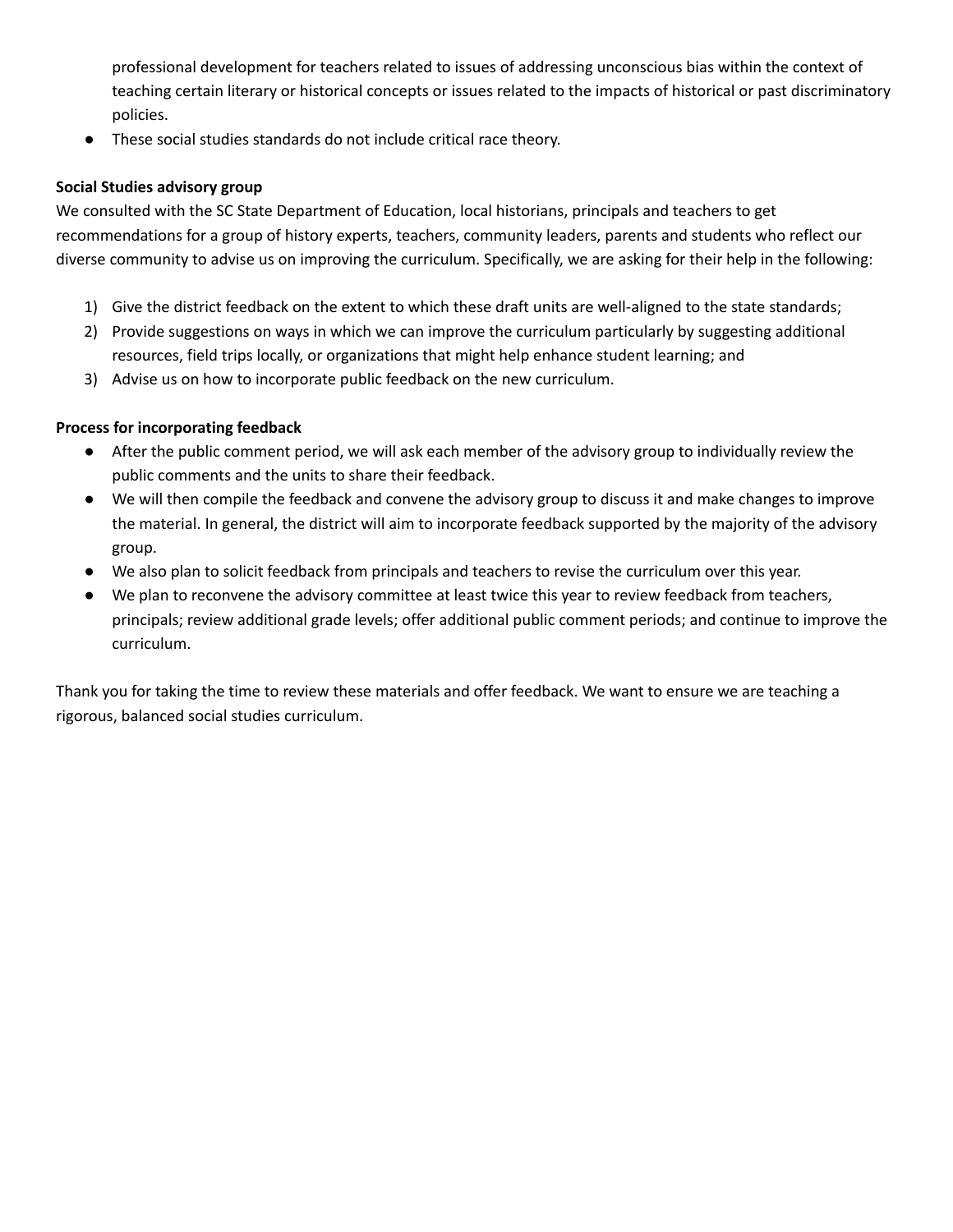professional development for teachers related to issues of addressing unconscious bias within the context of teaching certain literary or historical concepts or issues related to the impacts of historical or past discriminatory policies.

- These social studies standards do not include critical race theory.

**Social Studies advisory group**

We consulted with the SC State Department of Education, local historians, principals and teachers to get recommendations for a group of history experts, teachers, community leaders, parents and students who reflect our diverse community to advise us on improving the curriculum. Specifically, we are asking for their help in the following:

1) Give the district feedback on the extent to which these draft units are well-aligned to the state standards;
2) Provide suggestions on ways in which we can improve the curriculum particularly by suggesting additional resources, field trips locally, or organizations that might help enhance student learning; and
3) Advise us on how to incorporate public feedback on the new curriculum.

**Process for incorporating feedback**

- After the public comment period, we will ask each member of the advisory group to individually review the public comments and the units to share their feedback.
- We will then compile the feedback and convene the advisory group to discuss it and make changes to improve the material. In general, the district will aim to incorporate feedback supported by the majority of the advisory group.
- We also plan to solicit feedback from principals and teachers to revise the curriculum over this year.
- We plan to reconvene the advisory committee at least twice this year to review feedback from teachers, principals; review additional grade levels; offer additional public comment periods; and continue to improve the curriculum.

Thank you for taking the time to review these materials and offer feedback. We want to ensure we are teaching a rigorous, balanced social studies curriculum.